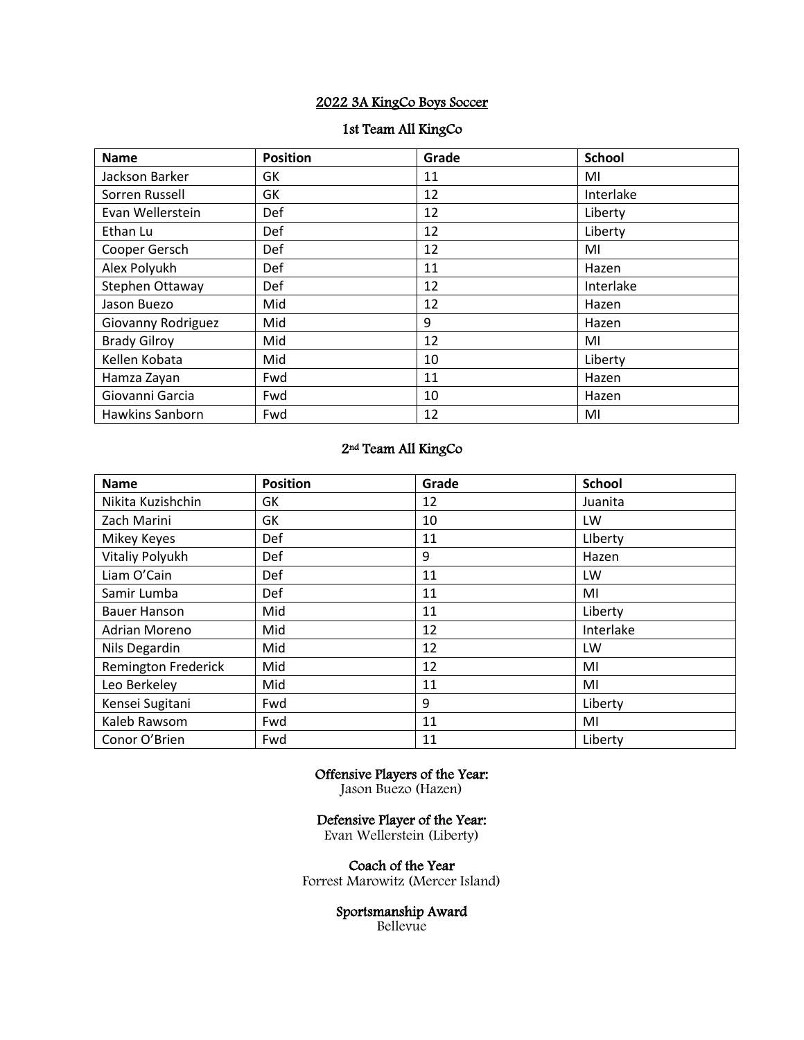# 2022 3A KingCo Boys Soccer

## 1st Team All KingCo

| Name | Position | Grade | School |
|---|---|---|---|
| Jackson Barker | GK | 11 | MI |
| Sorren Russell | GK | 12 | Interlake |
| Evan Wellerstein | Def | 12 | Liberty |
| Ethan Lu | Def | 12 | Liberty |
| Cooper Gersch | Def | 12 | MI |
| Alex Polyukh | Def | 11 | Hazen |
| Stephen Ottaway | Def | 12 | Interlake |
| Jason Buezo | Mid | 12 | Hazen |
| Giovanny Rodriguez | Mid | 9 | Hazen |
| Brady Gilroy | Mid | 12 | MI |
| Kellen Kobata | Mid | 10 | Liberty |
| Hamza Zayan | Fwd | 11 | Hazen |
| Giovanni Garcia | Fwd | 10 | Hazen |
| Hawkins Sanborn | Fwd | 12 | MI |

## 2nd Team All KingCo

| Name | Position | Grade | School |
|---|---|---|---|
| Nikita Kuzishchin | GK | 12 | Juanita |
| Zach Marini | GK | 10 | LW |
| Mikey Keyes | Def | 11 | LIberty |
| Vitaliy Polyukh | Def | 9 | Hazen |
| Liam O'Cain | Def | 11 | LW |
| Samir Lumba | Def | 11 | MI |
| Bauer Hanson | Mid | 11 | Liberty |
| Adrian Moreno | Mid | 12 | Interlake |
| Nils Degardin | Mid | 12 | LW |
| Remington Frederick | Mid | 12 | MI |
| Leo Berkeley | Mid | 11 | MI |
| Kensei Sugitani | Fwd | 9 | Liberty |
| Kaleb Rawsom | Fwd | 11 | MI |
| Conor O'Brien | Fwd | 11 | Liberty |

**Offensive Players of the Year:**
Jason Buezo (Hazen)

**Defensive Player of the Year:**
Evan Wellerstein (Liberty)

**Coach of the Year**
Forrest Marowitz (Mercer Island)

**Sportsmanship Award**
Bellevue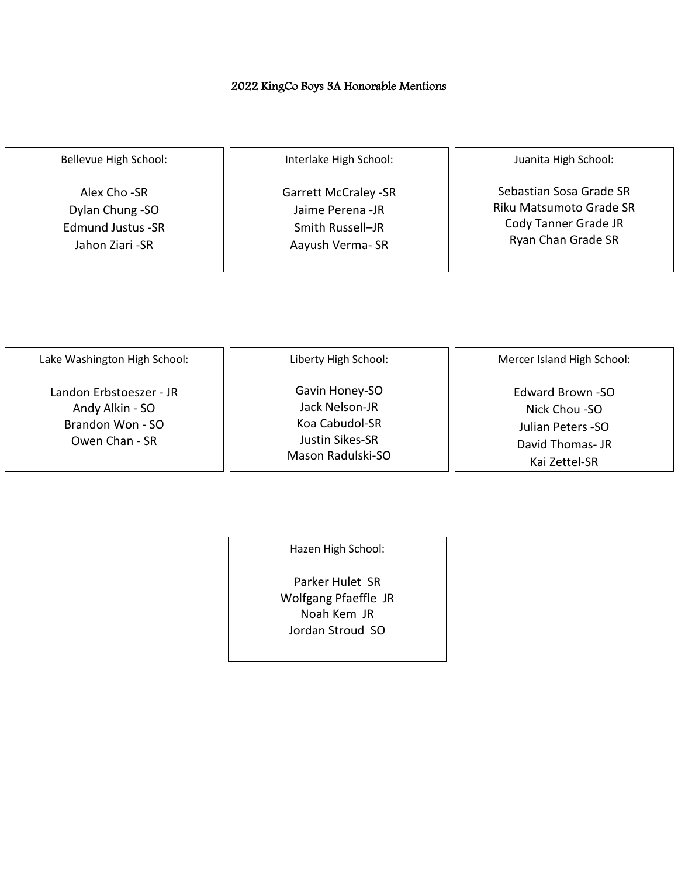# 2022 KingCo Boys 3A Honorable Mentions

Bellevue High School:

Alex Cho -SR
Dylan Chung -SO
Edmund Justus -SR
Jahon Ziari -SR

Interlake High School:

Garrett McCraley -SR
Jaime Perena -JR
Smith Russell–JR
Aayush Verma- SR

Juanita High School:

Sebastian Sosa Grade SR
Riku Matsumoto Grade SR
Cody Tanner Grade JR
Ryan Chan Grade SR

Lake Washington High School:

Landon Erbstoeszer - JR
Andy Alkin - SO
Brandon Won - SO
Owen Chan - SR

Liberty High School:

Gavin Honey-SO
Jack Nelson-JR
Koa Cabudol-SR
Justin Sikes-SR
Mason Radulski-SO

Mercer Island High School:

Edward Brown -SO
Nick Chou -SO
Julian Peters -SO
David Thomas- JR
Kai Zettel-SR

Hazen High School:

Parker Hulet SR
Wolfgang Pfaeffle JR
Noah Kem JR
Jordan Stroud SO